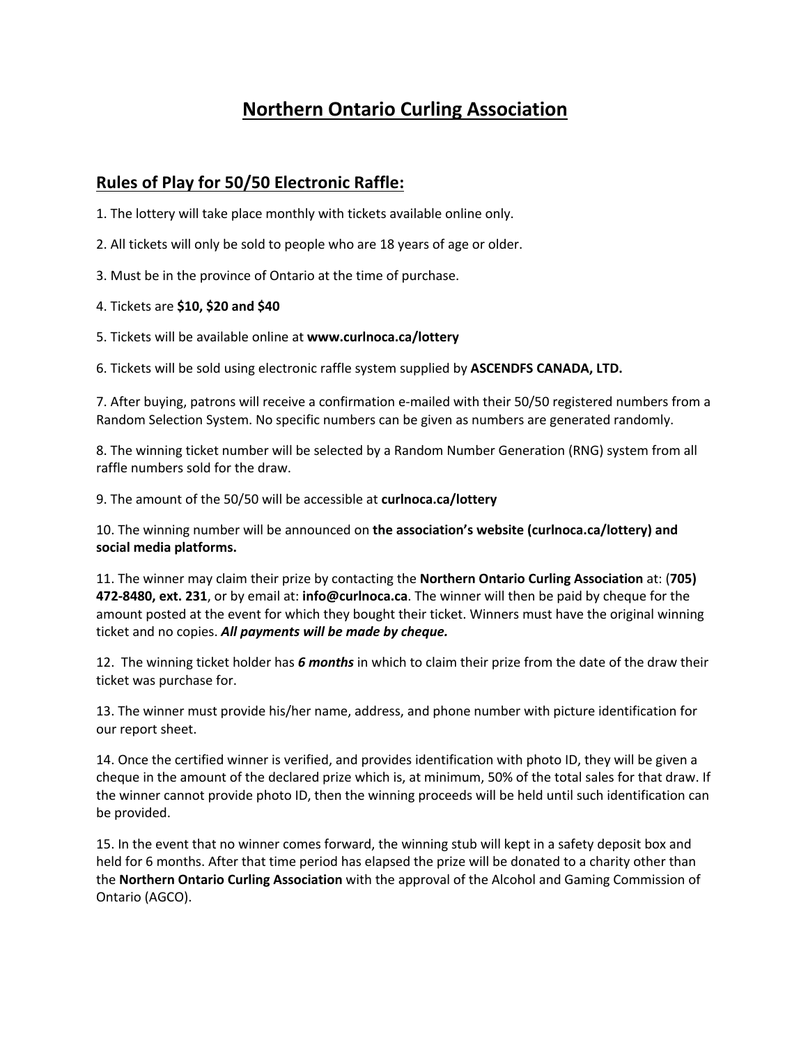# Northern Ontario Curling Association

## Rules of Play for 50/50 Electronic Raffle:

1. The lottery will take place monthly with tickets available online only.

2. All tickets will only be sold to people who are 18 years of age or older.

3. Must be in the province of Ontario at the time of purchase.

4. Tickets are **$10, $20 and $40**

5. Tickets will be available online at **www.curlnoca.ca/lottery**

6. Tickets will be sold using electronic raffle system supplied by **ASCENDFS CANADA, LTD.**

7. After buying, patrons will receive a confirmation e-mailed with their 50/50 registered numbers from a Random Selection System. No specific numbers can be given as numbers are generated randomly.

8. The winning ticket number will be selected by a Random Number Generation (RNG) system from all raffle numbers sold for the draw.

9. The amount of the 50/50 will be accessible at **curlnoca.ca/lottery**

10. The winning number will be announced on **the association's website (curlnoca.ca/lottery) and social media platforms.**

11. The winner may claim their prize by contacting the **Northern Ontario Curling Association** at: (**705) 472-8480, ext. 231**, or by email at: **info@curlnoca.ca**. The winner will then be paid by cheque for the amount posted at the event for which they bought their ticket. Winners must have the original winning ticket and no copies. ***All payments will be made by cheque.***

12. The winning ticket holder has ***6 months*** in which to claim their prize from the date of the draw their ticket was purchase for.

13. The winner must provide his/her name, address, and phone number with picture identification for our report sheet.

14. Once the certified winner is verified, and provides identification with photo ID, they will be given a cheque in the amount of the declared prize which is, at minimum, 50% of the total sales for that draw. If the winner cannot provide photo ID, then the winning proceeds will be held until such identification can be provided.

15. In the event that no winner comes forward, the winning stub will kept in a safety deposit box and held for 6 months. After that time period has elapsed the prize will be donated to a charity other than the **Northern Ontario Curling Association** with the approval of the Alcohol and Gaming Commission of Ontario (AGCO).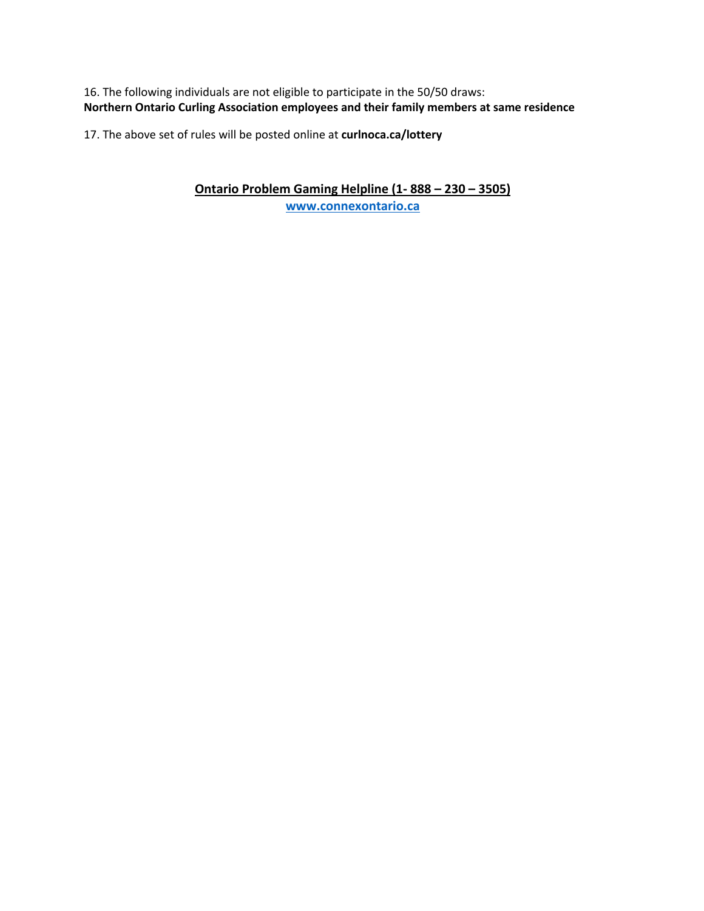16. The following individuals are not eligible to participate in the 50/50 draws:
**Northern Ontario Curling Association employees and their family members at same residence**

17. The above set of rules will be posted online at **curlnoca.ca/lottery**

<u>**Ontario Problem Gaming Helpline (1- 888 – 230 – 3505)**</u>

**[www.connexontario.ca](http://www.connexontario.ca)**